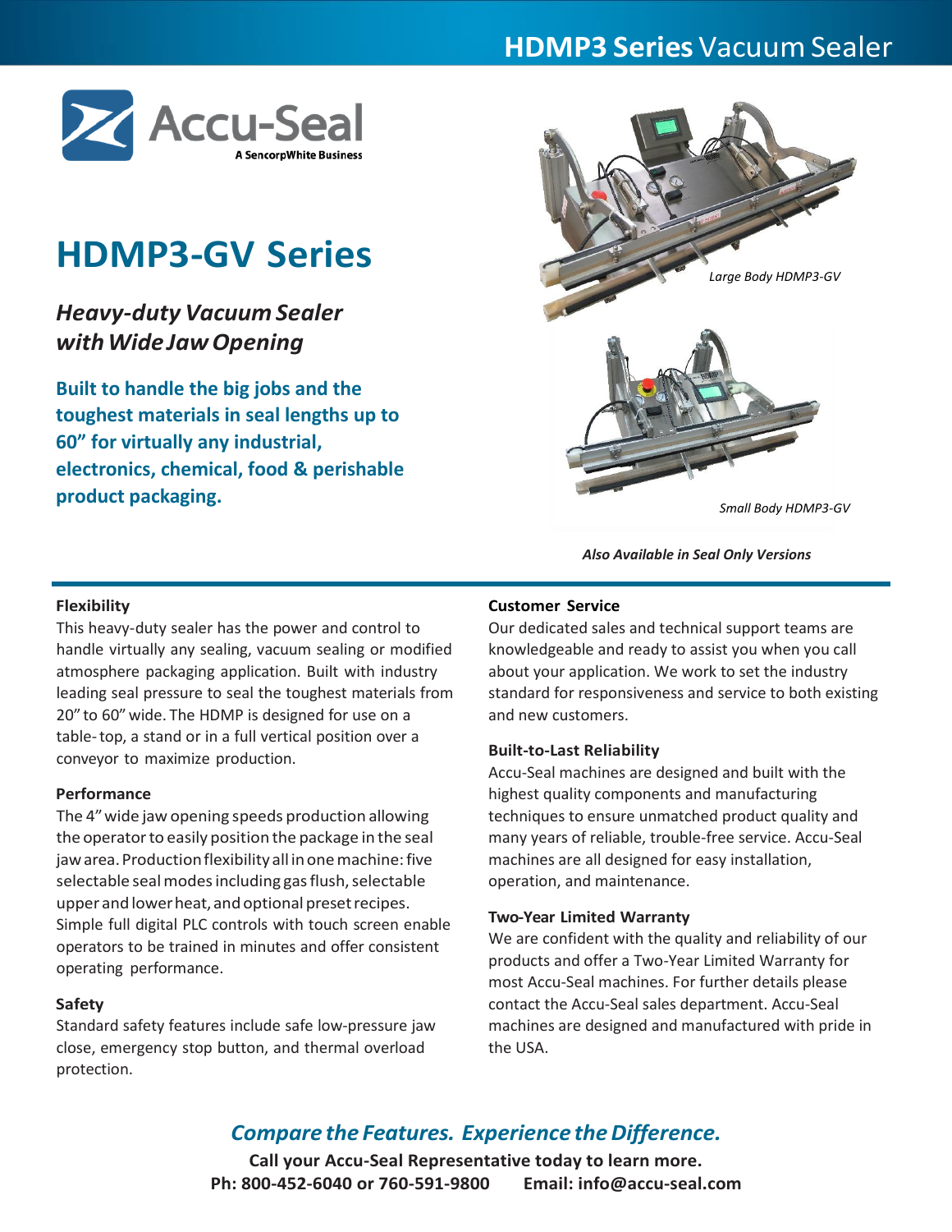# HDMP3 Series Vacuum Sealer

Accu-Seal
A SencorpWhite Business

# HDMP3-GV Series

***Heavy-duty Vacuum Sealer with Wide Jaw Opening***

**Built to handle the big jobs and the toughest materials in seal lengths up to 60" for virtually any industrial, electronics, chemical, food & perishable product packaging.**

*Large Body HDMP3-GV*

*Small Body HDMP3-GV*

***Also Available in Seal Only Versions***

### Flexibility

This heavy-duty sealer has the power and control to handle virtually any sealing, vacuum sealing or modified atmosphere packaging application. Built with industry leading seal pressure to seal the toughest materials from 20" to 60" wide. The HDMP is designed for use on a table-top, a stand or in a full vertical position over a conveyor to maximize production.

### Performance

The 4" wide jaw opening speeds production allowing the operator to easily position the package in the seal jaw area. Production flexibility all in one machine: five selectable seal modes including gas flush, selectable upper and lower heat, and optional preset recipes. Simple full digital PLC controls with touch screen enable operators to be trained in minutes and offer consistent operating performance.

### Safety

Standard safety features include safe low-pressure jaw close, emergency stop button, and thermal overload protection.

### Customer Service

Our dedicated sales and technical support teams are knowledgeable and ready to assist you when you call about your application. We work to set the industry standard for responsiveness and service to both existing and new customers.

### Built-to-Last Reliability

Accu-Seal machines are designed and built with the highest quality components and manufacturing techniques to ensure unmatched product quality and many years of reliable, trouble-free service. Accu-Seal machines are all designed for easy installation, operation, and maintenance.

### Two-Year Limited Warranty

We are confident with the quality and reliability of our products and offer a Two-Year Limited Warranty for most Accu-Seal machines. For further details please contact the Accu-Seal sales department. Accu-Seal machines are designed and manufactured with pride in the USA.

***Compare the Features. Experience the Difference.***

**Call your Accu-Seal Representative today to learn more.**

**Ph: 800-452-6040 or 760-591-9800 Email: info@accu-seal.com**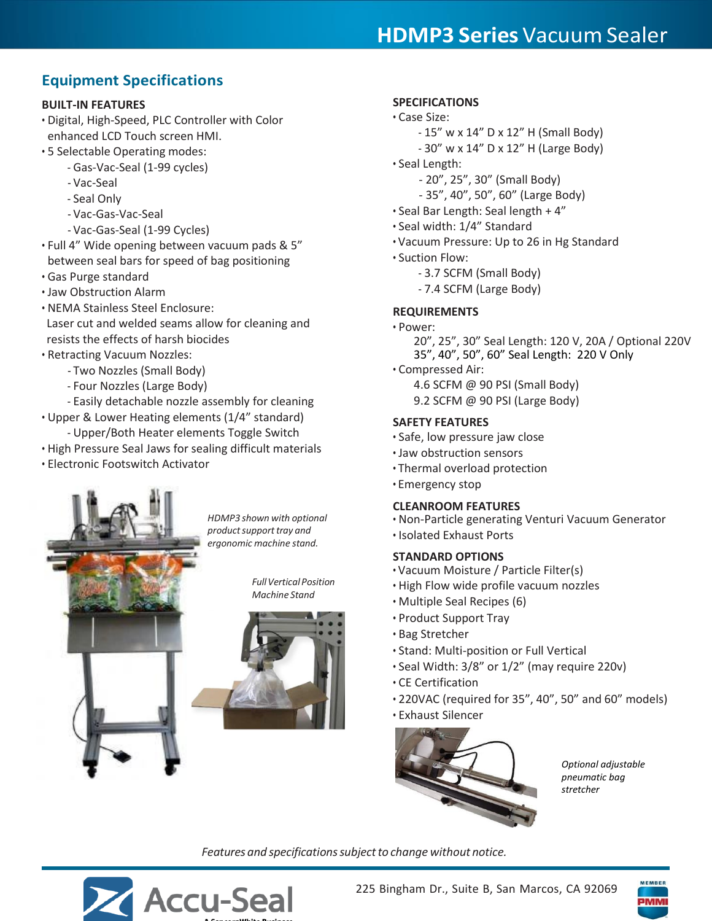# HDMP3 Series Vacuum Sealer

## Equipment Specifications

### BUILT-IN FEATURES

- Digital, High-Speed, PLC Controller with Color enhanced LCD Touch screen HMI.
- 5 Selectable Operating modes:
  - Gas-Vac-Seal (1-99 cycles)
  - Vac-Seal
  - Seal Only
  - Vac-Gas-Vac-Seal
  - Vac-Gas-Seal (1-99 Cycles)
- Full 4" Wide opening between vacuum pads & 5" between seal bars for speed of bag positioning
- Gas Purge standard
- Jaw Obstruction Alarm
- NEMA Stainless Steel Enclosure: Laser cut and welded seams allow for cleaning and resists the effects of harsh biocides
- Retracting Vacuum Nozzles:
  - Two Nozzles (Small Body)
  - Four Nozzles (Large Body)
  - Easily detachable nozzle assembly for cleaning
- Upper & Lower Heating elements (1/4" standard)
  - Upper/Both Heater elements Toggle Switch
- High Pressure Seal Jaws for sealing difficult materials
- Electronic Footswitch Activator

*HDMP3 shown with optional product support tray and ergonomic machine stand.*

*Full Vertical Position Machine Stand*

### SPECIFICATIONS

- Case Size:
  - 15" w x 14" D x 12" H (Small Body)
  - 30" w x 14" D x 12" H (Large Body)
- Seal Length:
  - 20", 25", 30" (Small Body)
  - 35", 40", 50", 60" (Large Body)
- Seal Bar Length: Seal length + 4"
- Seal width: 1/4" Standard
- Vacuum Pressure: Up to 26 in Hg Standard
- Suction Flow:
  - 3.7 SCFM (Small Body)
  - 7.4 SCFM (Large Body)

### REQUIREMENTS

- Power:
  - 20", 25", 30" Seal Length: 120 V, 20A / Optional 220V
  - 35", 40", 50", 60" Seal Length: 220 V Only
- Compressed Air:
  - 4.6 SCFM @ 90 PSI (Small Body)
  - 9.2 SCFM @ 90 PSI (Large Body)

### SAFETY FEATURES

- Safe, low pressure jaw close
- Jaw obstruction sensors
- Thermal overload protection
- Emergency stop

### CLEANROOM FEATURES

- Non-Particle generating Venturi Vacuum Generator
- Isolated Exhaust Ports

### STANDARD OPTIONS

- Vacuum Moisture / Particle Filter(s)
- High Flow wide profile vacuum nozzles
- Multiple Seal Recipes (6)
- Product Support Tray
- Bag Stretcher
- Stand: Multi-position or Full Vertical
- Seal Width: 3/8" or 1/2" (may require 220v)
- CE Certification
- 220VAC (required for 35", 40", 50" and 60" models)
- Exhaust Silencer

*Optional adjustable pneumatic bag stretcher*

*Features and specifications subject to change without notice.*

Accu-Seal

225 Bingham Dr., Suite B, San Marcos, CA 92069